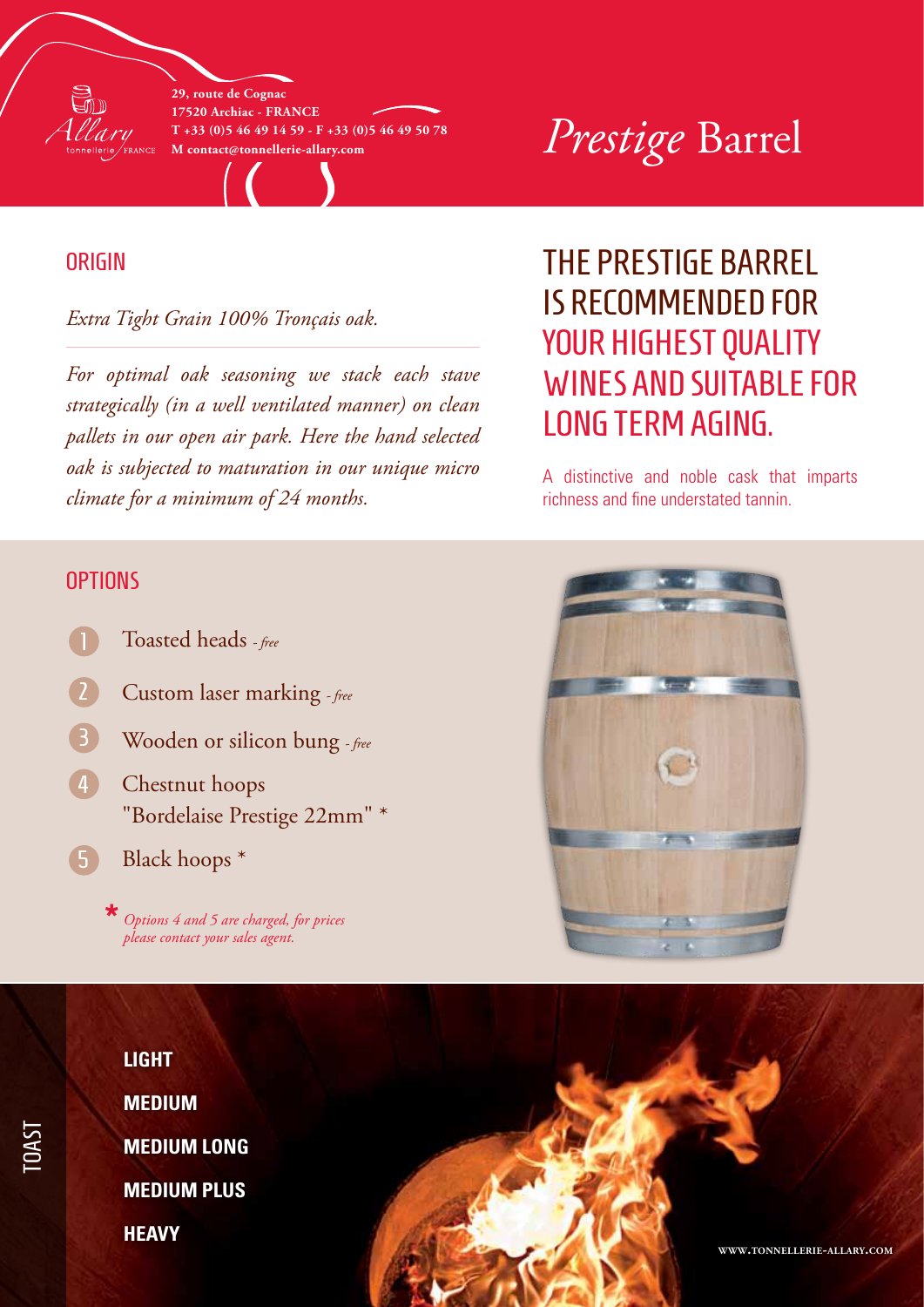Allary tonnellerie FRANCE

29, route de Cognac
17520 Archiac - FRANCE
T +33 (0)5 46 49 14 59 - F +33 (0)5 46 49 50 78
M contact@tonnellerie-allary.com

# *Prestige* Barrel

## ORIGIN

*Extra Tight Grain 100% Tronçais oak.*

*For optimal oak seasoning we stack each stave strategically (in a well ventilated manner) on clean pallets in our open air park. Here the hand selected oak is subjected to maturation in our unique micro climate for a minimum of 24 months.*

## THE PRESTIGE BARREL IS RECOMMENDED FOR YOUR HIGHEST QUALITY WINES AND SUITABLE FOR LONG TERM AGING.

A distinctive and noble cask that imparts richness and fine understated tannin.

## OPTIONS

1. Toasted heads *- free*
2. Custom laser marking *- free*
3. Wooden or silicon bung *- free*
4. Chestnut hoops "Bordelaise Prestige 22mm" *
5. Black hoops *

\* *Options 4 and 5 are charged, for prices please contact your sales agent.*

## TOAST

**LIGHT**

**MEDIUM**

**MEDIUM LONG**

**MEDIUM PLUS**

**HEAVY**

WWW.TONNELLERIE-ALLARY.COM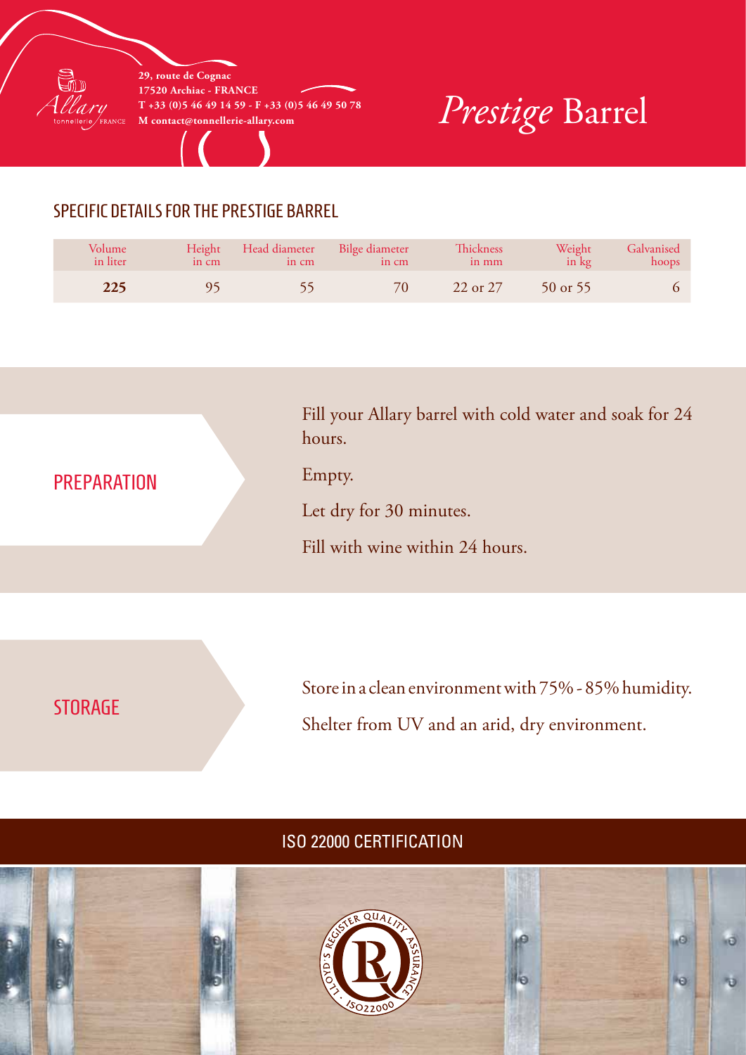29, route de Cognac
17520 Archiac - FRANCE
T +33 (0)5 46 49 14 59 - F +33 (0)5 46 49 50 78
M contact@tonnellerie-allary.com

# *Prestige* Barrel

## SPECIFIC DETAILS FOR THE PRESTIGE BARREL

| Volume in liter | Height in cm | Head diameter in cm | Bilge diameter in cm | Thickness in mm | Weight in kg | Galvanised hoops |
|---|---|---|---|---|---|---|
| **225** | 95 | 55 | 70 | 22 or 27 | 50 or 55 | 6 |

## PREPARATION

Fill your Allary barrel with cold water and soak for 24 hours.

Empty.

Let dry for 30 minutes.

Fill with wine within 24 hours.

## STORAGE

Store in a clean environment with 75% - 85% humidity.

Shelter from UV and an arid, dry environment.

## ISO 22000 CERTIFICATION

LLOYD'S REGISTER QUALITY ASSURANCE
ISO22000